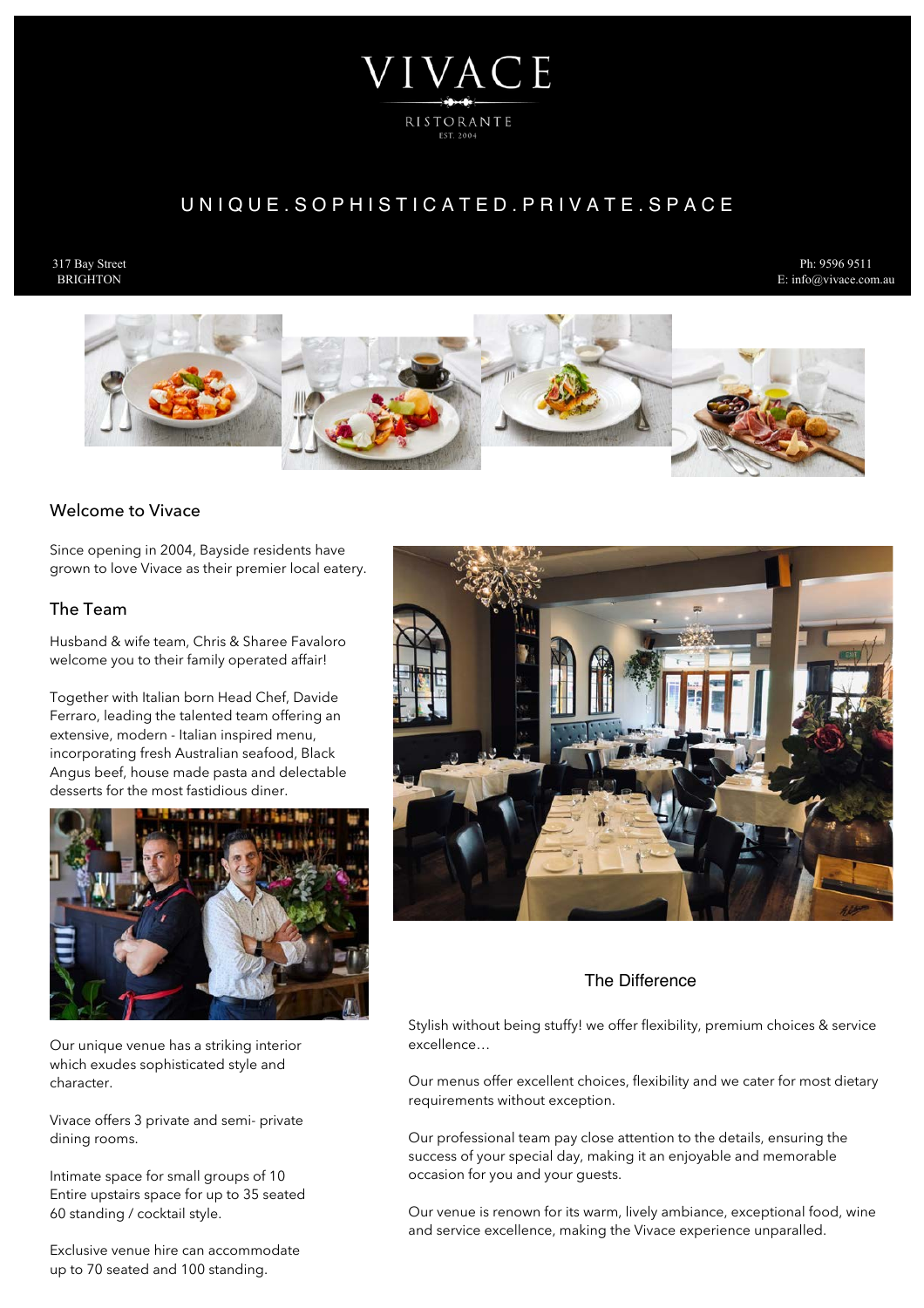# VIVACE

RISTORANTE

EST. 2004

UNIQUE.SOPHISTICATED.PRIVATE.SPACE

317 Bay Street
BRIGHTON

Ph: 9596 9511
E: info@vivace.com.au

## Welcome to Vivace

Since opening in 2004, Bayside residents have grown to love Vivace as their premier local eatery.

## The Team

Husband & wife team, Chris & Sharee Favaloro welcome you to their family operated affair!

Together with Italian born Head Chef, Davide Ferraro, leading the talented team offering an extensive, modern - Italian inspired menu, incorporating fresh Australian seafood, Black Angus beef, house made pasta and delectable desserts for the most fastidious diner.

Our unique venue has a striking interior which exudes sophisticated style and character.

Vivace offers 3 private and semi- private dining rooms.

Intimate space for small groups of 10
Entire upstairs space for up to 35 seated
60 standing / cocktail style.

Exclusive venue hire can accommodate up to 70 seated and 100 standing.

## The Difference

Stylish without being stuffy! we offer flexibility, premium choices & service excellence…

Our menus offer excellent choices, flexibility and we cater for most dietary requirements without exception.

Our professional team pay close attention to the details, ensuring the success of your special day, making it an enjoyable and memorable occasion for you and your guests.

Our venue is renown for its warm, lively ambiance, exceptional food, wine and service excellence, making the Vivace experience unparalled.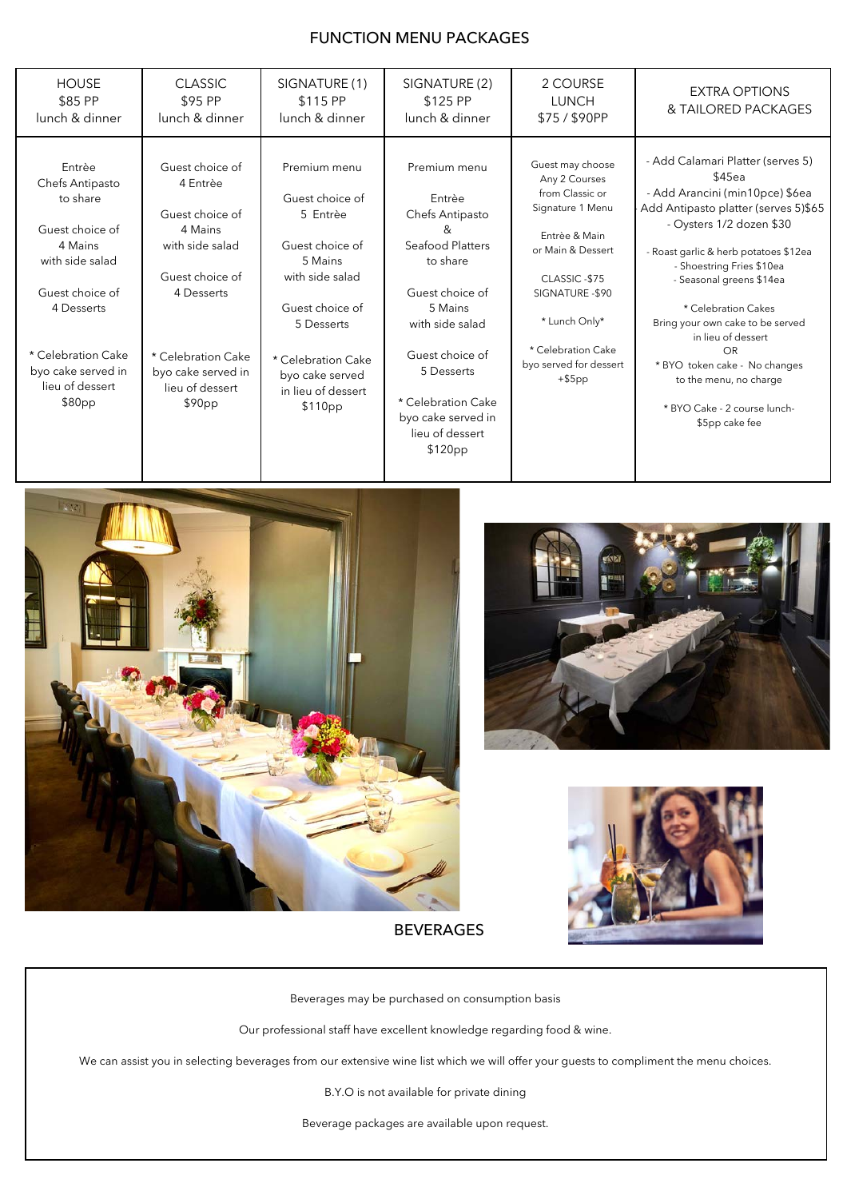# FUNCTION MENU PACKAGES

| HOUSE<br>$85 PP<br>lunch & dinner | CLASSIC<br>$95 PP<br>lunch & dinner | SIGNATURE (1)<br>$115 PP<br>lunch & dinner | SIGNATURE (2)<br>$125 PP<br>lunch & dinner | 2 COURSE<br>LUNCH<br>$75 / $90PP | EXTRA OPTIONS<br>& TAILORED PACKAGES |
|---|---|---|---|---|---|
| Entrèe<br>Chefs Antipasto<br>to share<br><br>Guest choice of<br>4 Mains<br>with side salad<br><br>Guest choice of<br>4 Desserts<br><br>* Celebration Cake<br>byo cake served in<br>lieu of dessert<br>$80pp | Guest choice of<br>4 Entrèe<br><br>Guest choice of<br>4 Mains<br>with side salad<br><br>Guest choice of<br>4 Desserts<br><br>* Celebration Cake<br>byo cake served in<br>lieu of dessert<br>$90pp | Premium menu<br><br>Guest choice of<br>5 Entrèe<br><br>Guest choice of<br>5 Mains<br>with side salad<br><br>Guest choice of<br>5 Desserts<br><br>* Celebration Cake<br>byo cake served<br>in lieu of dessert<br>$110pp | Premium menu<br><br>Entrèe<br>Chefs Antipasto<br>&<br>Seafood Platters<br>to share<br><br>Guest choice of<br>5 Mains<br>with side salad<br><br>Guest choice of<br>5 Desserts<br><br>* Celebration Cake<br>byo cake served in<br>lieu of dessert<br>$120pp | Guest may choose<br>Any 2 Courses<br>from Classic or<br>Signature 1 Menu<br><br>Entrèe & Main<br>or Main & Dessert<br><br>CLASSIC -$75<br>SIGNATURE -$90<br><br>* Lunch Only*<br><br>* Celebration Cake<br>byo served for dessert<br>+$5pp | - Add Calamari Platter (serves 5)<br>$45ea<br>- Add Arancini (min10pce) $6ea<br>- Add Antipasto platter (serves 5)$65<br>- Oysters 1/2 dozen $30<br><br>- Roast garlic & herb potatoes $12ea<br>- Shoestring Fries $10ea<br>- Seasonal greens $14ea<br><br>* Celebration Cakes<br>Bring your own cake to be served<br>in lieu of dessert<br>OR<br>* BYO token cake - No changes<br>to the menu, no charge<br><br>* BYO Cake - 2 course lunch-<br>$5pp cake fee |

## BEVERAGES

Beverages may be purchased on consumption basis

Our professional staff have excellent knowledge regarding food & wine.

We can assist you in selecting beverages from our extensive wine list which we will offer your guests to compliment the menu choices.

B.Y.O is not available for private dining

Beverage packages are available upon request.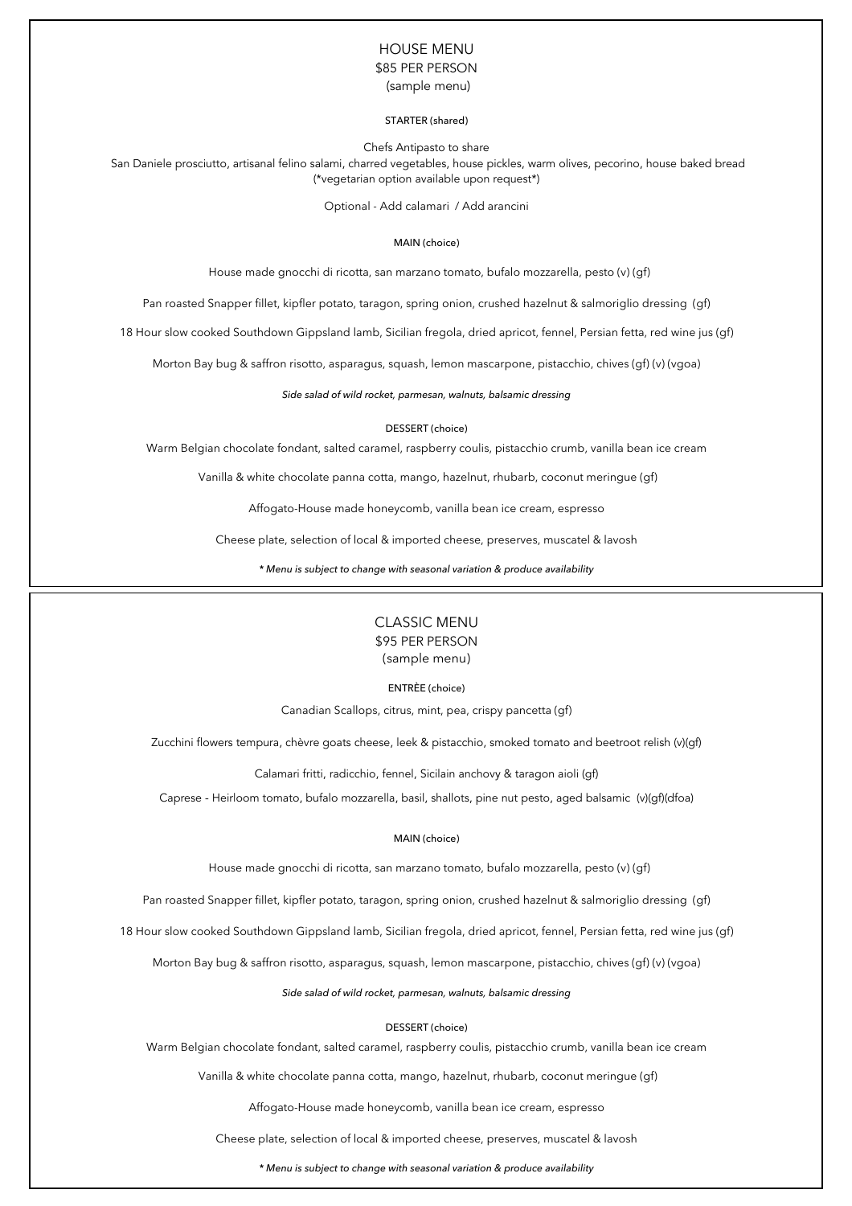## HOUSE MENU

### $85 PER PERSON

(sample menu)

#### STARTER (shared)

Chefs Antipasto to share

San Daniele prosciutto, artisanal felino salami, charred vegetables, house pickles, warm olives, pecorino, house baked bread

(*vegetarian option available upon request*)

Optional - Add calamari / Add arancini

#### MAIN (choice)

House made gnocchi di ricotta, san marzano tomato, bufalo mozzarella, pesto (v) (gf)

Pan roasted Snapper fillet, kipfler potato, taragon, spring onion, crushed hazelnut & salmoriglio dressing (gf)

18 Hour slow cooked Southdown Gippsland lamb, Sicilian fregola, dried apricot, fennel, Persian fetta, red wine jus (gf)

Morton Bay bug & saffron risotto, asparagus, squash, lemon mascarpone, pistacchio, chives (gf) (v) (vgoa)

*Side salad of wild rocket, parmesan, walnuts, balsamic dressing*

#### DESSERT (choice)

Warm Belgian chocolate fondant, salted caramel, raspberry coulis, pistacchio crumb, vanilla bean ice cream

Vanilla & white chocolate panna cotta, mango, hazelnut, rhubarb, coconut meringue (gf)

Affogato-House made honeycomb, vanilla bean ice cream, espresso

Cheese plate, selection of local & imported cheese, preserves, muscatel & lavosh

*\* Menu is subject to change with seasonal variation & produce availability*

## CLASSIC MENU

### $95 PER PERSON

(sample menu)

#### ENTRÈE (choice)

Canadian Scallops, citrus, mint, pea, crispy pancetta (gf)

Zucchini flowers tempura, chèvre goats cheese, leek & pistacchio, smoked tomato and beetroot relish (v)(gf)

Calamari fritti, radicchio, fennel, Sicilain anchovy & taragon aioli (gf)

Caprese - Heirloom tomato, bufalo mozzarella, basil, shallots, pine nut pesto, aged balsamic (v)(gf)(dfoa)

#### MAIN (choice)

House made gnocchi di ricotta, san marzano tomato, bufalo mozzarella, pesto (v) (gf)

Pan roasted Snapper fillet, kipfler potato, taragon, spring onion, crushed hazelnut & salmoriglio dressing (gf)

18 Hour slow cooked Southdown Gippsland lamb, Sicilian fregola, dried apricot, fennel, Persian fetta, red wine jus (gf)

Morton Bay bug & saffron risotto, asparagus, squash, lemon mascarpone, pistacchio, chives (gf) (v) (vgoa)

*Side salad of wild rocket, parmesan, walnuts, balsamic dressing*

#### DESSERT (choice)

Warm Belgian chocolate fondant, salted caramel, raspberry coulis, pistacchio crumb, vanilla bean ice cream

Vanilla & white chocolate panna cotta, mango, hazelnut, rhubarb, coconut meringue (gf)

Affogato-House made honeycomb, vanilla bean ice cream, espresso

Cheese plate, selection of local & imported cheese, preserves, muscatel & lavosh

*\* Menu is subject to change with seasonal variation & produce availability*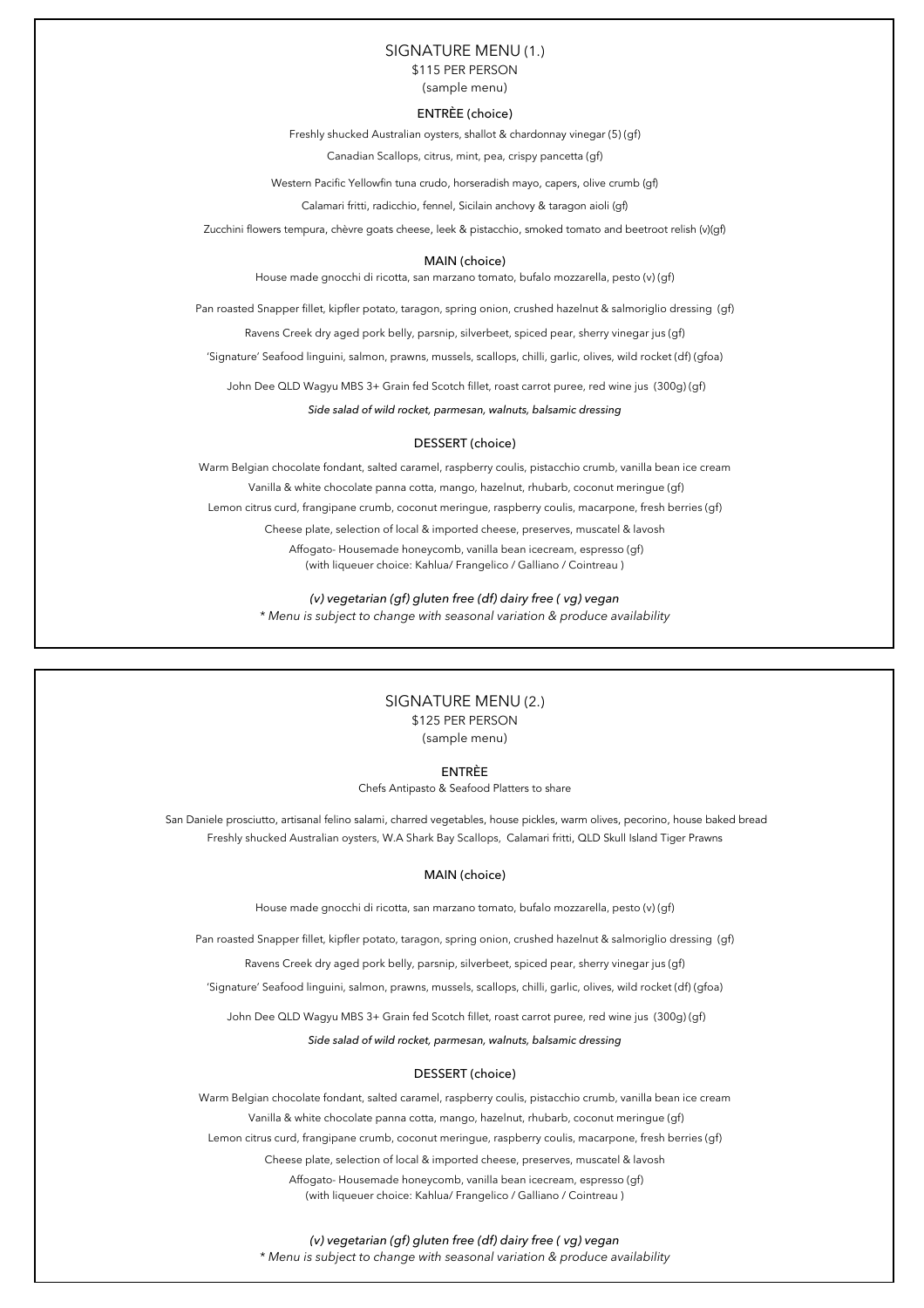## SIGNATURE MENU (1.)

$115 PER PERSON

(sample menu)

### ENTRÈE (choice)

Freshly shucked Australian oysters, shallot & chardonnay vinegar (5) (gf)

Canadian Scallops, citrus, mint, pea, crispy pancetta (gf)

Western Pacific Yellowfin tuna crudo, horseradish mayo, capers, olive crumb (gf)

Calamari fritti, radicchio, fennel, Sicilain anchovy & taragon aioli (gf)

Zucchini flowers tempura, chèvre goats cheese, leek & pistacchio, smoked tomato and beetroot relish (v)(gf)

### MAIN (choice)

House made gnocchi di ricotta, san marzano tomato, bufalo mozzarella, pesto (v) (gf)

Pan roasted Snapper fillet, kipfler potato, taragon, spring onion, crushed hazelnut & salmoriglio dressing (gf)

Ravens Creek dry aged pork belly, parsnip, silverbeet, spiced pear, sherry vinegar jus (gf)

'Signature' Seafood linguini, salmon, prawns, mussels, scallops, chilli, garlic, olives, wild rocket (df) (gfoa)

John Dee QLD Wagyu MBS 3+ Grain fed Scotch fillet, roast carrot puree, red wine jus (300g) (gf)

*Side salad of wild rocket, parmesan, walnuts, balsamic dressing*

### DESSERT (choice)

Warm Belgian chocolate fondant, salted caramel, raspberry coulis, pistacchio crumb, vanilla bean ice cream

Vanilla & white chocolate panna cotta, mango, hazelnut, rhubarb, coconut meringue (gf)

Lemon citrus curd, frangipane crumb, coconut meringue, raspberry coulis, macarpone, fresh berries (gf)

Cheese plate, selection of local & imported cheese, preserves, muscatel & lavosh

Affogato- Housemade honeycomb, vanilla bean icecream, espresso (gf)
(with liqueuer choice: Kahlua/ Frangelico / Galliano / Cointreau )

*(v) vegetarian (gf) gluten free (df) dairy free ( vg) vegan*

*\* Menu is subject to change with seasonal variation & produce availability*

## SIGNATURE MENU (2.)

$125 PER PERSON

(sample menu)

### ENTRÈE

Chefs Antipasto & Seafood Platters to share

San Daniele prosciutto, artisanal felino salami, charred vegetables, house pickles, warm olives, pecorino, house baked bread

Freshly shucked Australian oysters, W.A Shark Bay Scallops, Calamari fritti, QLD Skull Island Tiger Prawns

### MAIN (choice)

House made gnocchi di ricotta, san marzano tomato, bufalo mozzarella, pesto (v) (gf)

Pan roasted Snapper fillet, kipfler potato, taragon, spring onion, crushed hazelnut & salmoriglio dressing (gf)

Ravens Creek dry aged pork belly, parsnip, silverbeet, spiced pear, sherry vinegar jus (gf)

'Signature' Seafood linguini, salmon, prawns, mussels, scallops, chilli, garlic, olives, wild rocket (df) (gfoa)

John Dee QLD Wagyu MBS 3+ Grain fed Scotch fillet, roast carrot puree, red wine jus (300g) (gf)

*Side salad of wild rocket, parmesan, walnuts, balsamic dressing*

### DESSERT (choice)

Warm Belgian chocolate fondant, salted caramel, raspberry coulis, pistacchio crumb, vanilla bean ice cream

Vanilla & white chocolate panna cotta, mango, hazelnut, rhubarb, coconut meringue (gf)

Lemon citrus curd, frangipane crumb, coconut meringue, raspberry coulis, macarpone, fresh berries (gf)

Cheese plate, selection of local & imported cheese, preserves, muscatel & lavosh

Affogato- Housemade honeycomb, vanilla bean icecream, espresso (gf)
(with liqueuer choice: Kahlua/ Frangelico / Galliano / Cointreau )

*(v) vegetarian (gf) gluten free (df) dairy free ( vg) vegan*

*\* Menu is subject to change with seasonal variation & produce availability*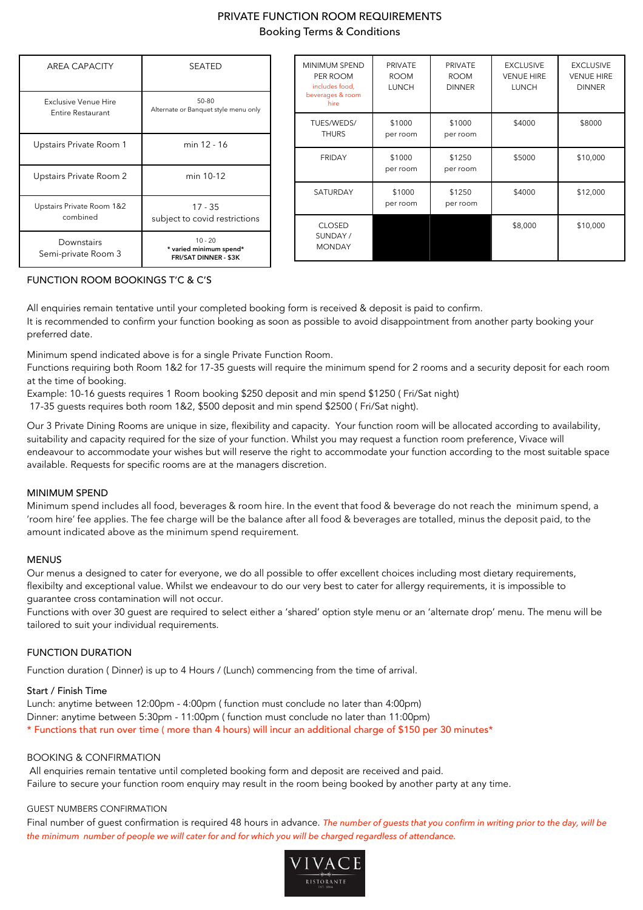# PRIVATE FUNCTION ROOM REQUIREMENTS

## Booking Terms & Conditions

| AREA CAPACITY | SEATED |
|---|---|
| Exclusive Venue Hire Entire Restaurant | 50-80 Alternate or Banquet style menu only |
| Upstairs Private Room 1 | min 12 - 16 |
| Upstairs Private Room 2 | min 10-12 |
| Upstairs Private Room 1&2 combined | 17 - 35 subject to covid restrictions |
| Downstairs Semi-private Room 3 | 10 - 20 **\* varied minimum spend\* FRI/SAT DINNER - $3K** |

| MINIMUM SPEND PER ROOM includes food, beverages & room hire | PRIVATE ROOM LUNCH | PRIVATE ROOM DINNER | EXCLUSIVE VENUE HIRE LUNCH | EXCLUSIVE VENUE HIRE DINNER |
|---|---|---|---|---|
| TUES/WEDS/ THURS | $1000 per room | $1000 per room | $4000 | $8000 |
| FRIDAY | $1000 per room | $1250 per room | $5000 | $10,000 |
| SATURDAY | $1000 per room | $1250 per room | $4000 | $12,000 |
| CLOSED SUNDAY / MONDAY | | | $8,000 | $10,000 |

## FUNCTION ROOM BOOKINGS T'C & C'S

All enquiries remain tentative until your completed booking form is received & deposit is paid to confirm.
It is recommended to confirm your function booking as soon as possible to avoid disappointment from another party booking your preferred date.

Minimum spend indicated above is for a single Private Function Room.
Functions requiring both Room 1&2 for 17-35 guests will require the minimum spend for 2 rooms and a security deposit for each room at the time of booking.
Example: 10-16 guests requires 1 Room booking $250 deposit and min spend $1250 ( Fri/Sat night)
17-35 guests requires both room 1&2, $500 deposit and min spend $2500 ( Fri/Sat night).

Our 3 Private Dining Rooms are unique in size, flexibility and capacity. Your function room will be allocated according to availability, suitability and capacity required for the size of your function. Whilst you may request a function room preference, Vivace will endeavour to accommodate your wishes but will reserve the right to accommodate your function according to the most suitable space available. Requests for specific rooms are at the managers discretion.

### MINIMUM SPEND

Minimum spend includes all food, beverages & room hire. In the event that food & beverage do not reach the minimum spend, a 'room hire' fee applies. The fee charge will be the balance after all food & beverages are totalled, minus the deposit paid, to the amount indicated above as the minimum spend requirement.

### MENUS

Our menus a designed to cater for everyone, we do all possible to offer excellent choices including most dietary requirements, flexibilty and exceptional value. Whilst we endeavour to do our very best to cater for allergy requirements, it is impossible to guarantee cross contamination will not occur.
Functions with over 30 guest are required to select either a 'shared' option style menu or an 'alternate drop' menu. The menu will be tailored to suit your individual requirements.

### FUNCTION DURATION

Function duration ( Dinner) is up to 4 Hours / (Lunch) commencing from the time of arrival.

#### Start / Finish Time

Lunch: anytime between 12:00pm - 4:00pm ( function must conclude no later than 4:00pm)
Dinner: anytime between 5:30pm - 11:00pm ( function must conclude no later than 11:00pm)
\* Functions that run over time ( more than 4 hours) will incur an additional charge of $150 per 30 minutes\*

### BOOKING & CONFIRMATION

All enquiries remain tentative until completed booking form and deposit are received and paid.
Failure to secure your function room enquiry may result in the room being booked by another party at any time.

### GUEST NUMBERS CONFIRMATION

Final number of guest confirmation is required 48 hours in advance. *The number of guests that you confirm in writing prior to the day, will be the minimum number of people we will cater for and for which you will be charged regardless of attendance.*

VIVACE RISTORANTE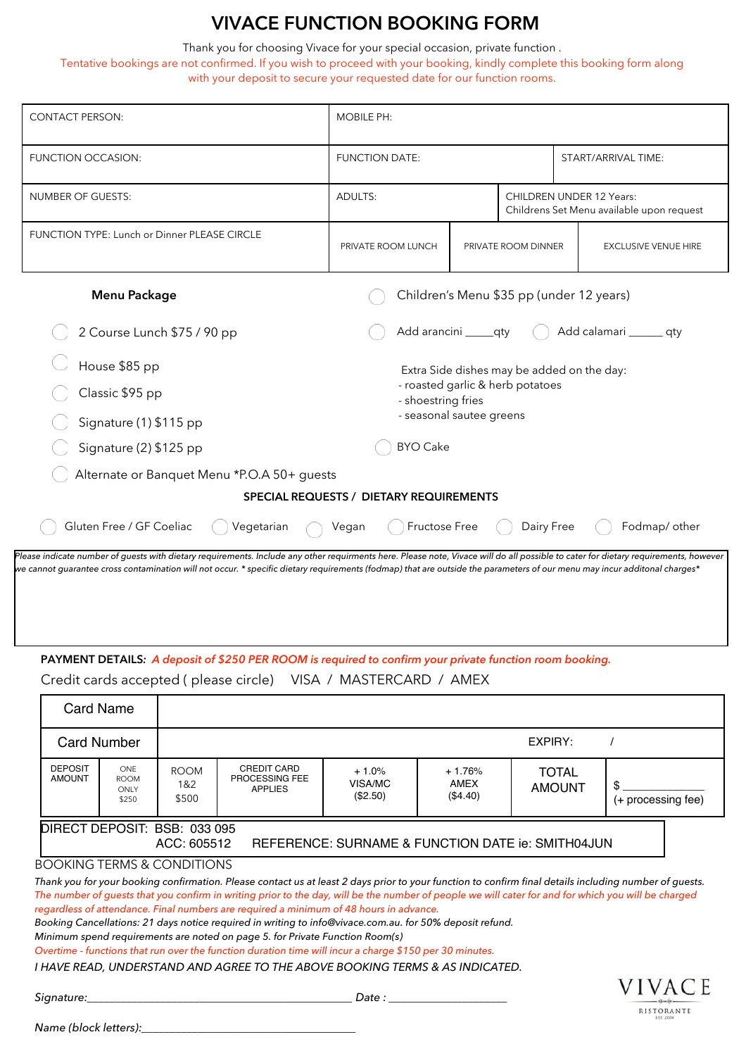# VIVACE FUNCTION BOOKING FORM

Thank you for choosing Vivace for your special occasion, private function .

Tentative bookings are not confirmed. If you wish to proceed with your booking, kindly complete this booking form along with your deposit to secure your requested date for our function rooms.

| | | | |
|---|---|---|---|
| CONTACT PERSON: | MOBILE PH: | | |
| FUNCTION OCCASION: | FUNCTION DATE: | | START/ARRIVAL TIME: |
| NUMBER OF GUESTS: | ADULTS: | | CHILDREN UNDER 12 Years: Childrens Set Menu available upon request |
| FUNCTION TYPE: Lunch or Dinner PLEASE CIRCLE | PRIVATE ROOM LUNCH | PRIVATE ROOM DINNER | EXCLUSIVE VENUE HIRE |

**Menu Package**

- 2 Course Lunch $75 / 90 pp
- House $85 pp
- Classic $95 pp
- Signature (1) $115 pp
- Signature (2) $125 pp
- Alternate or Banquet Menu *P.O.A 50+ guests

- Children's Menu $35 pp (under 12 years)
- Add arancini _____qty
- Add calamari ______ qty

Extra Side dishes may be added on the day:
- roasted garlic & herb potatoes
- shoestring fries
- seasonal sautee greens

- BYO Cake

**SPECIAL REQUESTS / DIETARY REQUIREMENTS**

- Gluten Free / GF Coeliac
- Vegetarian
- Vegan
- Fructose Free
- Dairy Free
- Fodmap/ other

*Please indicate number of guests with dietary requirements. Include any other requirments here. Please note, Vivace will do all possible to cater for dietary requirements, however we cannot guarantee cross contamination will not occur. * specific dietary requirements (fodmap) that are outside the parameters of our menu may incur additonal charges**

**PAYMENT DETAILS:** *A deposit of $250 PER ROOM is required to confirm your private function room booking.*

Credit cards accepted ( please circle) VISA / MASTERCARD / AMEX

| | | | | | | | |
|---|---|---|---|---|---|---|---|
| Card Name | | | | | | | |
| Card Number | | | | | | EXPIRY: | / |
| DEPOSIT AMOUNT | ONE ROOM ONLY $250 | ROOM 1&2 $500 | CREDIT CARD PROCESSING FEE APPLIES | + 1.0% VISA/MC ($2.50) | + 1.76% AMEX ($4.40) | TOTAL AMOUNT | $ ____________ (+ processing fee) |

DIRECT DEPOSIT: BSB: 033 095
ACC: 605512 REFERENCE: SURNAME & FUNCTION DATE ie: SMITH04JUN

## BOOKING TERMS & CONDITIONS

*Thank you for your booking confirmation. Please contact us at least 2 days prior to your function to confirm final details including number of guests.*

*The number of guests that you confirm in writing prior to the day, will be the number of people we will cater for and for which you will be charged regardless of attendance. Final numbers are required a minimum of 48 hours in advance.*

*Booking Cancellations: 21 days notice required in writing to info@vivace.com.au. for 50% deposit refund.*

*Minimum spend requirements are noted on page 5. for Private Function Room(s)*

*Overtime - functions that run over the function duration time will incur a charge $150 per 30 minutes.*

*I HAVE READ, UNDERSTAND AND AGREE TO THE ABOVE BOOKING TERMS & AS INDICATED.*

*Signature:*_____________________________________________ *Date :* ____________________

*Name (block letters):*____________________________________

VIVACE
RISTORANTE
EST. 2004